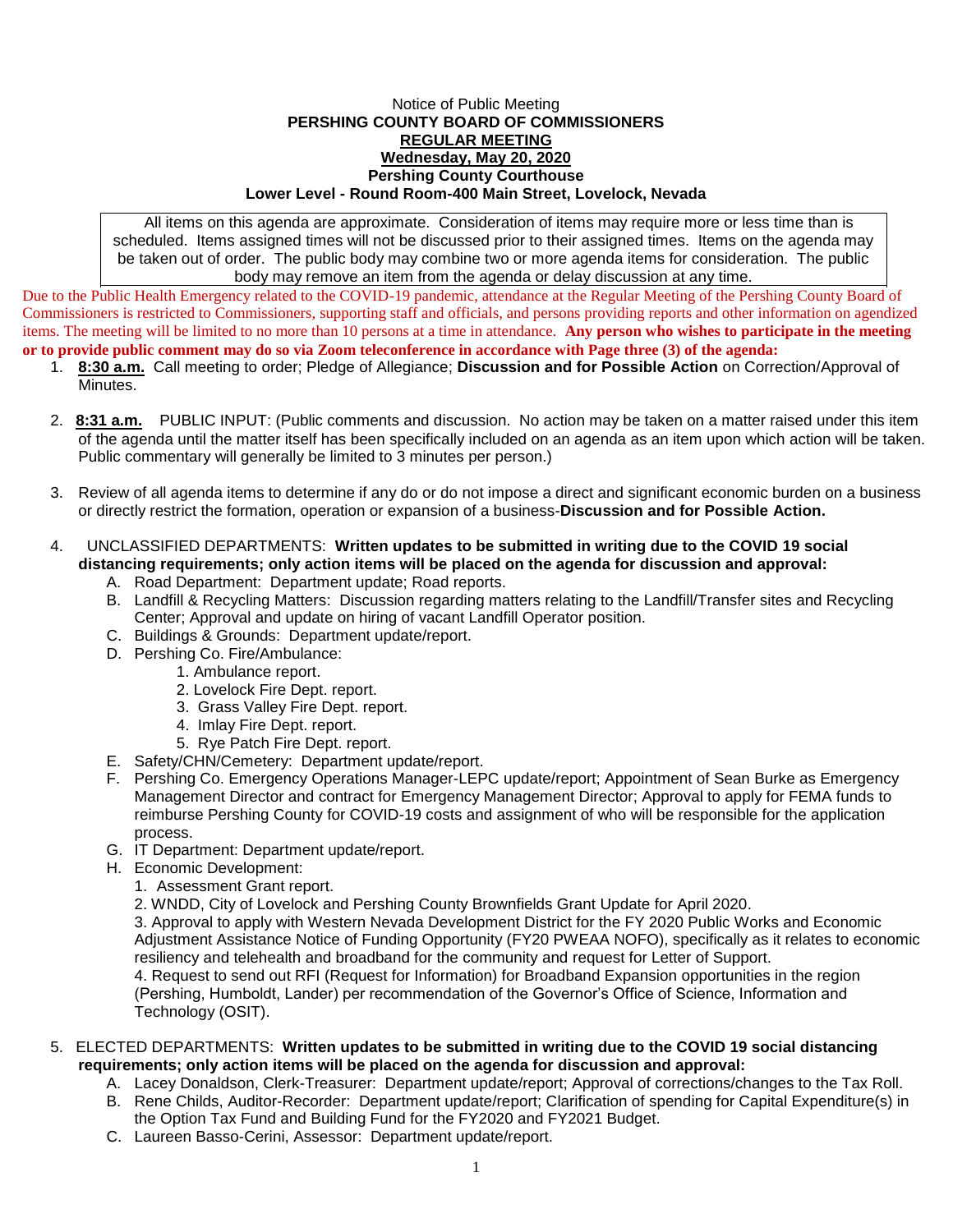Notice of Public Meeting

**PERSHING COUNTY BOARD OF COMMISSIONERS**

**REGULAR MEETING**

**Wednesday, May 20, 2020**

**Pershing County Courthouse**

**Lower Level - Round Room-400 Main Street, Lovelock, Nevada**

All items on this agenda are approximate. Consideration of items may require more or less time than is scheduled. Items assigned times will not be discussed prior to their assigned times. Items on the agenda may be taken out of order. The public body may combine two or more agenda items for consideration. The public body may remove an item from the agenda or delay discussion at any time.

Due to the Public Health Emergency related to the COVID-19 pandemic, attendance at the Regular Meeting of the Pershing County Board of Commissioners is restricted to Commissioners, supporting staff and officials, and persons providing reports and other information on agendized items. The meeting will be limited to no more than 10 persons at a time in attendance. **Any person who wishes to participate in the meeting or to provide public comment may do so via Zoom teleconference in accordance with Page three (3) of the agenda:**

1. **8:30 a.m.** Call meeting to order; Pledge of Allegiance; **Discussion and for Possible Action** on Correction/Approval of Minutes.

2. **8:31 a.m.** PUBLIC INPUT: (Public comments and discussion. No action may be taken on a matter raised under this item of the agenda until the matter itself has been specifically included on an agenda as an item upon which action will be taken. Public commentary will generally be limited to 3 minutes per person.)

3. Review of all agenda items to determine if any do or do not impose a direct and significant economic burden on a business or directly restrict the formation, operation or expansion of a business-**Discussion and for Possible Action.**

4. UNCLASSIFIED DEPARTMENTS: **Written updates to be submitted in writing due to the COVID 19 social distancing requirements; only action items will be placed on the agenda for discussion and approval:**
   - A. Road Department: Department update; Road reports.
   - B. Landfill & Recycling Matters: Discussion regarding matters relating to the Landfill/Transfer sites and Recycling Center; Approval and update on hiring of vacant Landfill Operator position.
   - C. Buildings & Grounds: Department update/report.
   - D. Pershing Co. Fire/Ambulance:
     1. Ambulance report.
     2. Lovelock Fire Dept. report.
     3. Grass Valley Fire Dept. report.
     4. Imlay Fire Dept. report.
     5. Rye Patch Fire Dept. report.
   - E. Safety/CHN/Cemetery: Department update/report.
   - F. Pershing Co. Emergency Operations Manager-LEPC update/report; Appointment of Sean Burke as Emergency Management Director and contract for Emergency Management Director; Approval to apply for FEMA funds to reimburse Pershing County for COVID-19 costs and assignment of who will be responsible for the application process.
   - G. IT Department: Department update/report.
   - H. Economic Development:
     1. Assessment Grant report.
     2. WNDD, City of Lovelock and Pershing County Brownfields Grant Update for April 2020.
     3. Approval to apply with Western Nevada Development District for the FY 2020 Public Works and Economic Adjustment Assistance Notice of Funding Opportunity (FY20 PWEAA NOFO), specifically as it relates to economic resiliency and telehealth and broadband for the community and request for Letter of Support.
     4. Request to send out RFI (Request for Information) for Broadband Expansion opportunities in the region (Pershing, Humboldt, Lander) per recommendation of the Governor's Office of Science, Information and Technology (OSIT).

5. ELECTED DEPARTMENTS: **Written updates to be submitted in writing due to the COVID 19 social distancing requirements; only action items will be placed on the agenda for discussion and approval:**
   - A. Lacey Donaldson, Clerk-Treasurer: Department update/report; Approval of corrections/changes to the Tax Roll.
   - B. Rene Childs, Auditor-Recorder: Department update/report; Clarification of spending for Capital Expenditure(s) in the Option Tax Fund and Building Fund for the FY2020 and FY2021 Budget.
   - C. Laureen Basso-Cerini, Assessor: Department update/report.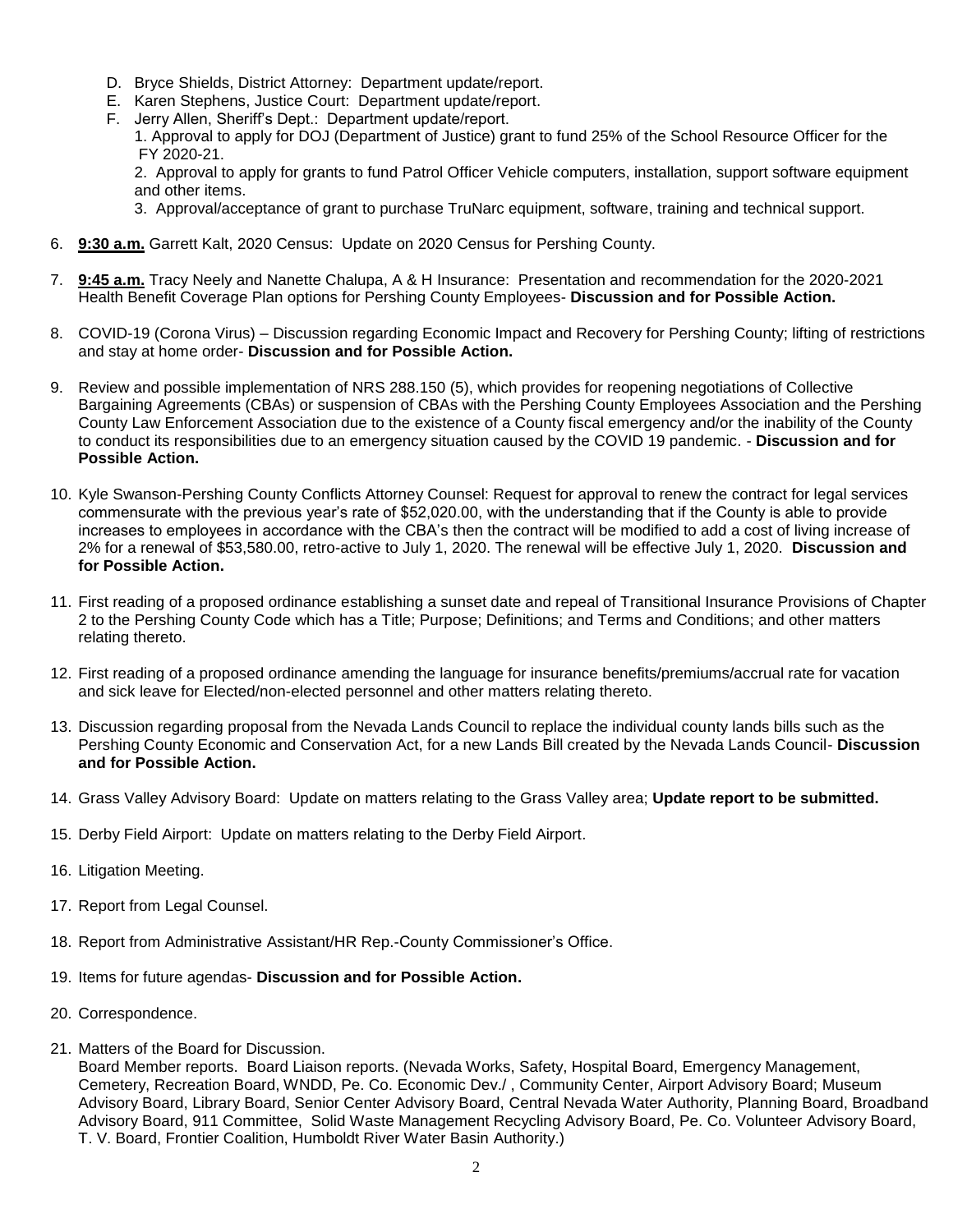D. Bryce Shields, District Attorney: Department update/report.
E. Karen Stephens, Justice Court: Department update/report.
F. Jerry Allen, Sheriff's Dept.: Department update/report.
   1. Approval to apply for DOJ (Department of Justice) grant to fund 25% of the School Resource Officer for the FY 2020-21.
   2. Approval to apply for grants to fund Patrol Officer Vehicle computers, installation, support software equipment and other items.
   3. Approval/acceptance of grant to purchase TruNarc equipment, software, training and technical support.

6. **9:30 a.m.** Garrett Kalt, 2020 Census: Update on 2020 Census for Pershing County.

7. **9:45 a.m.** Tracy Neely and Nanette Chalupa, A & H Insurance: Presentation and recommendation for the 2020-2021 Health Benefit Coverage Plan options for Pershing County Employees- **Discussion and for Possible Action.**

8. COVID-19 (Corona Virus) – Discussion regarding Economic Impact and Recovery for Pershing County; lifting of restrictions and stay at home order- **Discussion and for Possible Action.**

9. Review and possible implementation of NRS 288.150 (5), which provides for reopening negotiations of Collective Bargaining Agreements (CBAs) or suspension of CBAs with the Pershing County Employees Association and the Pershing County Law Enforcement Association due to the existence of a County fiscal emergency and/or the inability of the County to conduct its responsibilities due to an emergency situation caused by the COVID 19 pandemic. - **Discussion and for Possible Action.**

10. Kyle Swanson-Pershing County Conflicts Attorney Counsel: Request for approval to renew the contract for legal services commensurate with the previous year's rate of $52,020.00, with the understanding that if the County is able to provide increases to employees in accordance with the CBA's then the contract will be modified to add a cost of living increase of 2% for a renewal of $53,580.00, retro-active to July 1, 2020. The renewal will be effective July 1, 2020. **Discussion and for Possible Action.**

11. First reading of a proposed ordinance establishing a sunset date and repeal of Transitional Insurance Provisions of Chapter 2 to the Pershing County Code which has a Title; Purpose; Definitions; and Terms and Conditions; and other matters relating thereto.

12. First reading of a proposed ordinance amending the language for insurance benefits/premiums/accrual rate for vacation and sick leave for Elected/non-elected personnel and other matters relating thereto.

13. Discussion regarding proposal from the Nevada Lands Council to replace the individual county lands bills such as the Pershing County Economic and Conservation Act, for a new Lands Bill created by the Nevada Lands Council- **Discussion and for Possible Action.**

14. Grass Valley Advisory Board: Update on matters relating to the Grass Valley area; **Update report to be submitted.**

15. Derby Field Airport: Update on matters relating to the Derby Field Airport.

16. Litigation Meeting.

17. Report from Legal Counsel.

18. Report from Administrative Assistant/HR Rep.-County Commissioner's Office.

19. Items for future agendas- **Discussion and for Possible Action.**

20. Correspondence.

21. Matters of the Board for Discussion.
    Board Member reports. Board Liaison reports. (Nevada Works, Safety, Hospital Board, Emergency Management, Cemetery, Recreation Board, WNDD, Pe. Co. Economic Dev./ , Community Center, Airport Advisory Board; Museum Advisory Board, Library Board, Senior Center Advisory Board, Central Nevada Water Authority, Planning Board, Broadband Advisory Board, 911 Committee, Solid Waste Management Recycling Advisory Board, Pe. Co. Volunteer Advisory Board, T. V. Board, Frontier Coalition, Humboldt River Water Basin Authority.)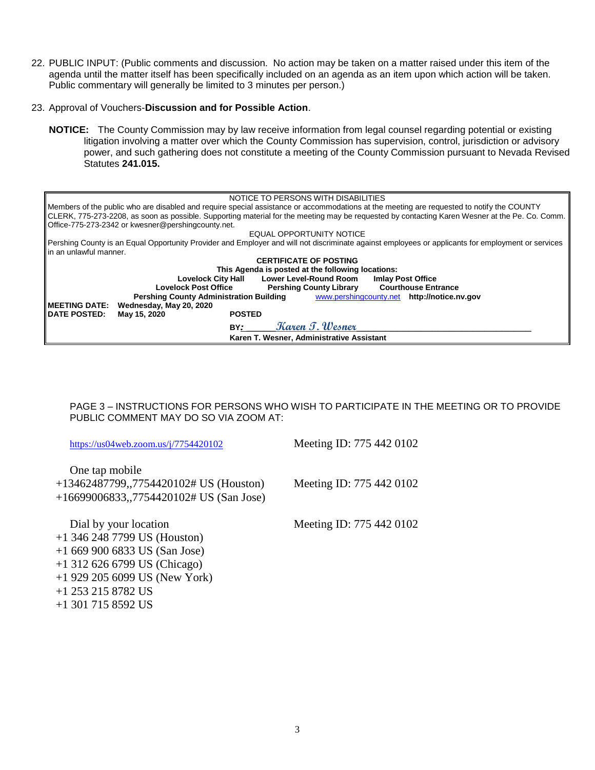22. PUBLIC INPUT: (Public comments and discussion. No action may be taken on a matter raised under this item of the agenda until the matter itself has been specifically included on an agenda as an item upon which action will be taken. Public commentary will generally be limited to 3 minutes per person.)

23. Approval of Vouchers-**Discussion and for Possible Action**.

**NOTICE:** The County Commission may by law receive information from legal counsel regarding potential or existing litigation involving a matter over which the County Commission has supervision, control, jurisdiction or advisory power, and such gathering does not constitute a meeting of the County Commission pursuant to Nevada Revised Statutes **241.015.**

NOTICE TO PERSONS WITH DISABILITIES

Members of the public who are disabled and require special assistance or accommodations at the meeting are requested to notify the COUNTY CLERK, 775-273-2208, as soon as possible. Supporting material for the meeting may be requested by contacting Karen Wesner at the Pe. Co. Comm. Office-775-273-2342 or kwesner@pershingcounty.net.

EQUAL OPPORTUNITY NOTICE

Pershing County is an Equal Opportunity Provider and Employer and will not discriminate against employees or applicants for employment or services in an unlawful manner.

**CERTIFICATE OF POSTING**

**This Agenda is posted at the following locations:**

**Lovelock City Hall Lower Level-Round Room Imlay Post Office**
**Lovelock Post Office Pershing County Library Courthouse Entrance**
**Pershing County Administration Building** www.pershingcounty.net **http://notice.nv.gov**

**MEETING DATE: Wednesday, May 20, 2020**
**DATE POSTED: May 15, 2020** **POSTED**

**BY:** *Karen T. Wesner*
**Karen T. Wesner, Administrative Assistant**

PAGE 3 – INSTRUCTIONS FOR PERSONS WHO WISH TO PARTICIPATE IN THE MEETING OR TO PROVIDE PUBLIC COMMENT MAY DO SO VIA ZOOM AT:

https://us04web.zoom.us/j/7754420102 Meeting ID: 775 442 0102

One tap mobile
+13462487799,,7754420102# US (Houston) Meeting ID: 775 442 0102
+16699006833,,7754420102# US (San Jose)

Dial by your location Meeting ID: 775 442 0102
+1 346 248 7799 US (Houston)
+1 669 900 6833 US (San Jose)
+1 312 626 6799 US (Chicago)
+1 929 205 6099 US (New York)
+1 253 215 8782 US
+1 301 715 8592 US